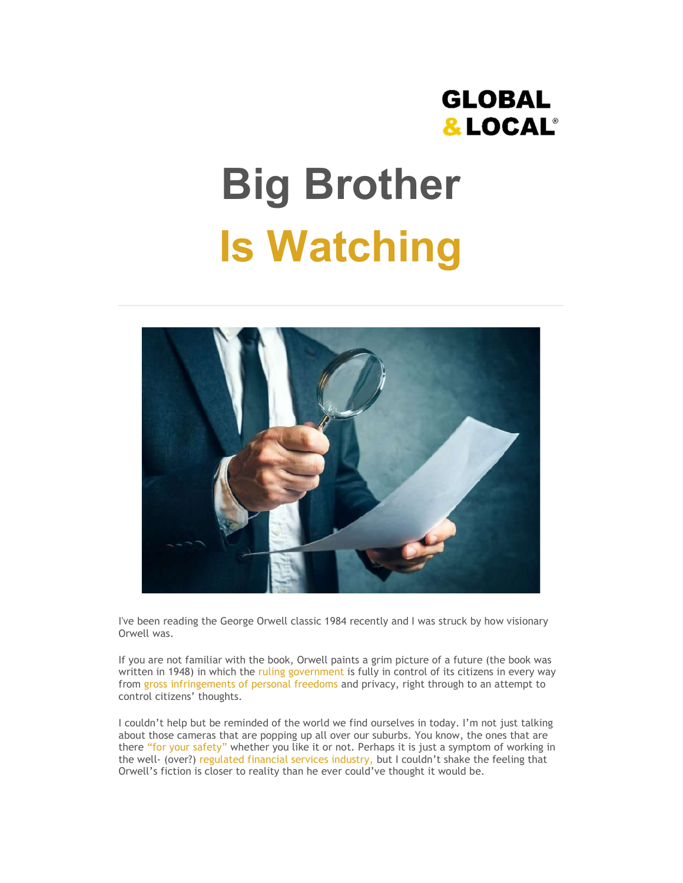GLOBAL & LOCAL®

# Big Brother Is Watching

I've been reading the George Orwell classic 1984 recently and I was struck by how visionary Orwell was.

If you are not familiar with the book, Orwell paints a grim picture of a future (the book was written in 1948) in which the ruling government is fully in control of its citizens in every way from gross infringements of personal freedoms and privacy, right through to an attempt to control citizens' thoughts.

I couldn't help but be reminded of the world we find ourselves in today. I'm not just talking about those cameras that are popping up all over our suburbs. You know, the ones that are there "for your safety" whether you like it or not. Perhaps it is just a symptom of working in the well- (over?) regulated financial services industry, but I couldn't shake the feeling that Orwell's fiction is closer to reality than he ever could've thought it would be.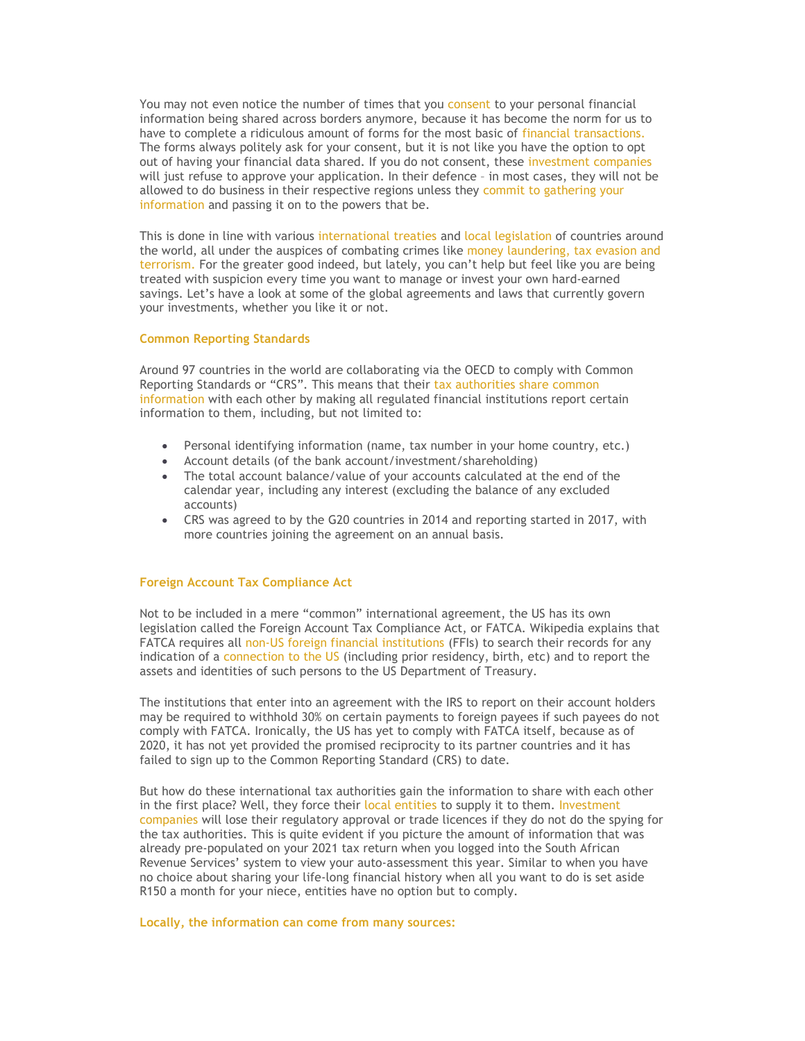You may not even notice the number of times that you consent to your personal financial information being shared across borders anymore, because it has become the norm for us to have to complete a ridiculous amount of forms for the most basic of financial transactions. The forms always politely ask for your consent, but it is not like you have the option to opt out of having your financial data shared. If you do not consent, these investment companies will just refuse to approve your application. In their defence – in most cases, they will not be allowed to do business in their respective regions unless they commit to gathering your information and passing it on to the powers that be.

This is done in line with various international treaties and local legislation of countries around the world, all under the auspices of combating crimes like money laundering, tax evasion and terrorism. For the greater good indeed, but lately, you can't help but feel like you are being treated with suspicion every time you want to manage or invest your own hard-earned savings. Let's have a look at some of the global agreements and laws that currently govern your investments, whether you like it or not.

**Common Reporting Standards**

Around 97 countries in the world are collaborating via the OECD to comply with Common Reporting Standards or "CRS". This means that their tax authorities share common information with each other by making all regulated financial institutions report certain information to them, including, but not limited to:

- Personal identifying information (name, tax number in your home country, etc.)
- Account details (of the bank account/investment/shareholding)
- The total account balance/value of your accounts calculated at the end of the calendar year, including any interest (excluding the balance of any excluded accounts)
- CRS was agreed to by the G20 countries in 2014 and reporting started in 2017, with more countries joining the agreement on an annual basis.

**Foreign Account Tax Compliance Act**

Not to be included in a mere "common" international agreement, the US has its own legislation called the Foreign Account Tax Compliance Act, or FATCA. Wikipedia explains that FATCA requires all non-US foreign financial institutions (FFIs) to search their records for any indication of a connection to the US (including prior residency, birth, etc) and to report the assets and identities of such persons to the US Department of Treasury.

The institutions that enter into an agreement with the IRS to report on their account holders may be required to withhold 30% on certain payments to foreign payees if such payees do not comply with FATCA. Ironically, the US has yet to comply with FATCA itself, because as of 2020, it has not yet provided the promised reciprocity to its partner countries and it has failed to sign up to the Common Reporting Standard (CRS) to date.

But how do these international tax authorities gain the information to share with each other in the first place? Well, they force their local entities to supply it to them. Investment companies will lose their regulatory approval or trade licences if they do not do the spying for the tax authorities. This is quite evident if you picture the amount of information that was already pre-populated on your 2021 tax return when you logged into the South African Revenue Services' system to view your auto-assessment this year. Similar to when you have no choice about sharing your life-long financial history when all you want to do is set aside R150 a month for your niece, entities have no option but to comply.

**Locally, the information can come from many sources:**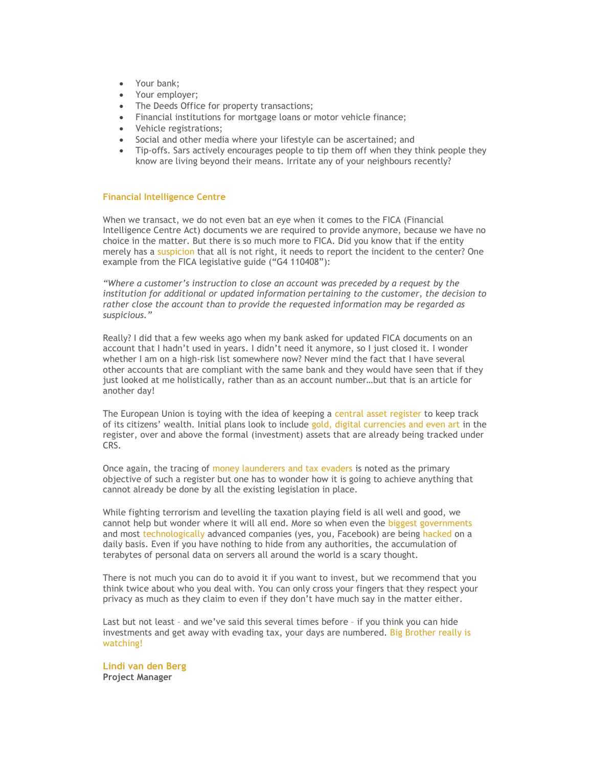- Your bank;
- Your employer;
- The Deeds Office for property transactions;
- Financial institutions for mortgage loans or motor vehicle finance;
- Vehicle registrations;
- Social and other media where your lifestyle can be ascertained; and
- Tip-offs. Sars actively encourages people to tip them off when they think people they know are living beyond their means. Irritate any of your neighbours recently?

### Financial Intelligence Centre

When we transact, we do not even bat an eye when it comes to the FICA (Financial Intelligence Centre Act) documents we are required to provide anymore, because we have no choice in the matter. But there is so much more to FICA. Did you know that if the entity merely has a suspicion that all is not right, it needs to report the incident to the center? One example from the FICA legislative guide ("G4 110408"):

*"Where a customer's instruction to close an account was preceded by a request by the institution for additional or updated information pertaining to the customer, the decision to rather close the account than to provide the requested information may be regarded as suspicious."*

Really? I did that a few weeks ago when my bank asked for updated FICA documents on an account that I hadn't used in years. I didn't need it anymore, so I just closed it. I wonder whether I am on a high-risk list somewhere now? Never mind the fact that I have several other accounts that are compliant with the same bank and they would have seen that if they just looked at me holistically, rather than as an account number…but that is an article for another day!

The European Union is toying with the idea of keeping a central asset register to keep track of its citizens' wealth. Initial plans look to include gold, digital currencies and even art in the register, over and above the formal (investment) assets that are already being tracked under CRS.

Once again, the tracing of money launderers and tax evaders is noted as the primary objective of such a register but one has to wonder how it is going to achieve anything that cannot already be done by all the existing legislation in place.

While fighting terrorism and levelling the taxation playing field is all well and good, we cannot help but wonder where it will all end. More so when even the biggest governments and most technologically advanced companies (yes, you, Facebook) are being hacked on a daily basis. Even if you have nothing to hide from any authorities, the accumulation of terabytes of personal data on servers all around the world is a scary thought.

There is not much you can do to avoid it if you want to invest, but we recommend that you think twice about who you deal with. You can only cross your fingers that they respect your privacy as much as they claim to even if they don't have much say in the matter either.

Last but not least – and we've said this several times before – if you think you can hide investments and get away with evading tax, your days are numbered. Big Brother really is watching!

**Lindi van den Berg**
**Project Manager**